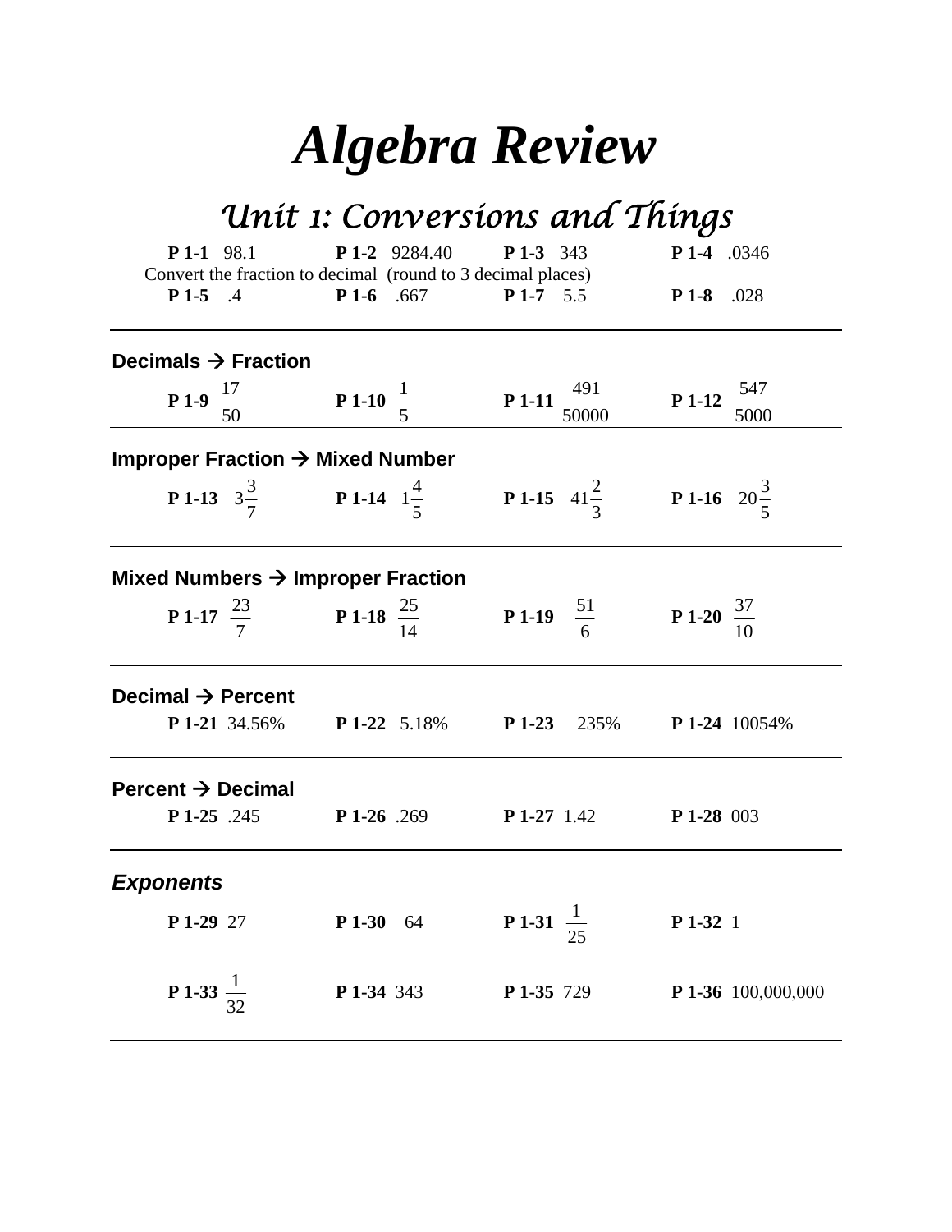# *Algebra Review*

## *Unit 1: Conversions and Things*

**P 1-1** 98.1 **P 1-2** 9284.40 **P 1-3** 343 **P 1-4** .0346

Convert the fraction to decimal (round to 3 decimal places)

**P 1-5** .4 **P 1-6** .667 **P 1-7** 5.5 **P 1-8** .028

---

**Decimals → Fraction**

**P 1-9** $\frac{17}{50}$ **P 1-10** $\frac{1}{5}$ **P 1-11** $\frac{491}{50000}$ **P 1-12** $\frac{547}{5000}$

---

**Improper Fraction → Mixed Number**

**P 1-13** $3\frac{3}{7}$ **P 1-14** $1\frac{4}{5}$ **P 1-15** $41\frac{2}{3}$ **P 1-16** $20\frac{3}{5}$

---

**Mixed Numbers → Improper Fraction**

**P 1-17** $\frac{23}{7}$ **P 1-18** $\frac{25}{14}$ **P 1-19** $\frac{51}{6}$ **P 1-20** $\frac{37}{10}$

---

**Decimal → Percent**

**P 1-21** 34.56% **P 1-22** 5.18% **P 1-23** 235% **P 1-24** 10054%

---

**Percent → Decimal**

**P 1-25** .245 **P 1-26** .269 **P 1-27** 1.42 **P 1-28** 003

---

***Exponents***

**P 1-29** 27 **P 1-30** 64 **P 1-31** $\frac{1}{25}$ **P 1-32** 1

**P 1-33** $\frac{1}{32}$ **P 1-34** 343 **P 1-35** 729 **P 1-36** 100,000,000

---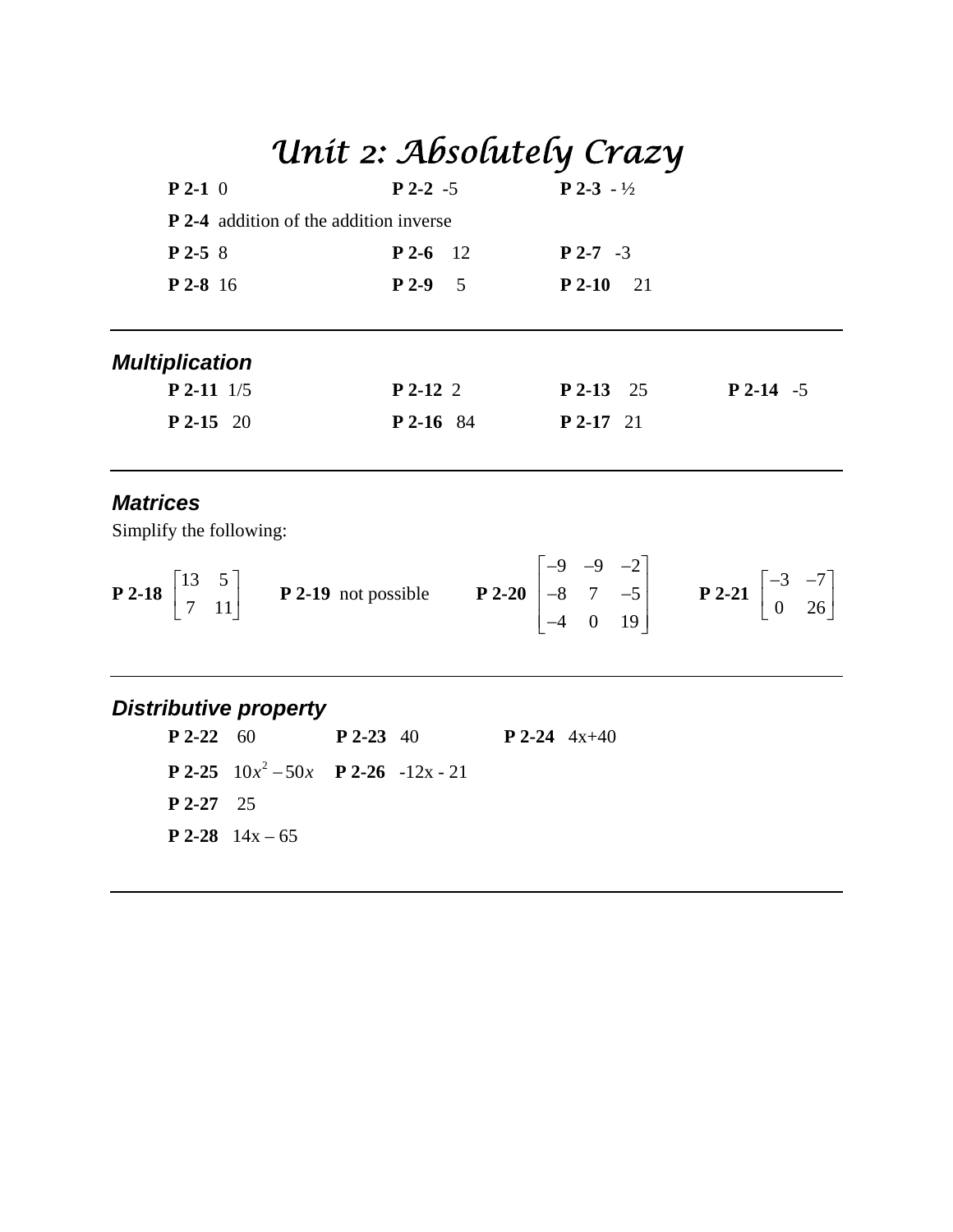# Unit 2: Absolutely Crazy

**P 2-1** 0 **P 2-2** -5 **P 2-3** - ½

**P 2-4** addition of the addition inverse

**P 2-5** 8 **P 2-6** 12 **P 2-7** -3

**P 2-8** 16 **P 2-9** 5 **P 2-10** 21

---

### *Multiplication*

**P 2-11** 1/5 **P 2-12** 2 **P 2-13** 25 **P 2-14** -5

**P 2-15** 20 **P 2-16** 84 **P 2-17** 21

---

### *Matrices*

Simplify the following:

**P 2-18** $\begin{bmatrix} 13 & 5 \\ 7 & 11 \end{bmatrix}$ **P 2-19** not possible **P 2-20** $\begin{bmatrix} -9 & -9 & -2 \\ -8 & 7 & -5 \\ -4 & 0 & 19 \end{bmatrix}$ **P 2-21** $\begin{bmatrix} -3 & -7 \\ 0 & 26 \end{bmatrix}$

---

### *Distributive property*

**P 2-22** 60 **P 2-23** 40 **P 2-24** 4x+40

**P 2-25** $10x^2 - 50x$ **P 2-26** -12x - 21

**P 2-27** 25

**P 2-28** 14x – 65

---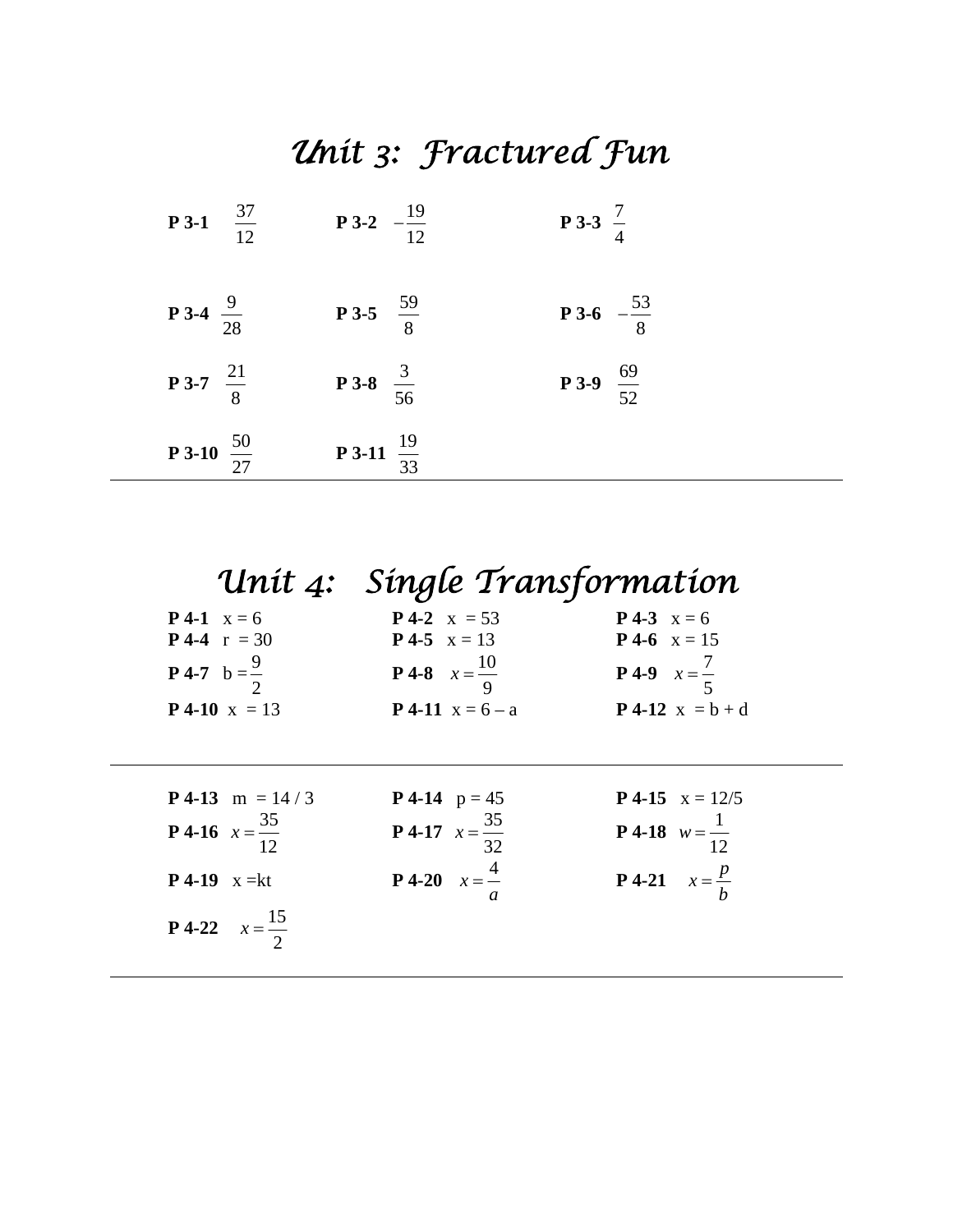# *Unit 3: Fractured Fun*

**P 3-1** $\frac{37}{12}$ **P 3-2** $-\frac{19}{12}$ **P 3-3** $\frac{7}{4}$

**P 3-4** $\frac{9}{28}$ **P 3-5** $\frac{59}{8}$ **P 3-6** $-\frac{53}{8}$

**P 3-7** $\frac{21}{8}$ **P 3-8** $\frac{3}{56}$ **P 3-9** $\frac{69}{52}$

**P 3-10** $\frac{50}{27}$ **P 3-11** $\frac{19}{33}$

---

# *Unit 4: Single Transformation*

**P 4-1** $x = 6$ **P 4-2** $x = 53$ **P 4-3** $x = 6$
**P 4-4** $r = 30$ **P 4-5** $x = 13$ **P 4-6** $x = 15$
**P 4-7** $b = \frac{9}{2}$ **P 4-8** $x = \frac{10}{9}$ **P 4-9** $x = \frac{7}{5}$
**P 4-10** $x = 13$ **P 4-11** $x = 6 - a$ **P 4-12** $x = b + d$

---

**P 4-13** $m = 14 / 3$ **P 4-14** $p = 45$ **P 4-15** $x = 12/5$
**P 4-16** $x = \frac{35}{12}$ **P 4-17** $x = \frac{35}{32}$ **P 4-18** $w = \frac{1}{12}$
**P 4-19** $x = kt$ **P 4-20** $x = \frac{4}{a}$ **P 4-21** $x = \frac{p}{b}$
**P 4-22** $x = \frac{15}{2}$

---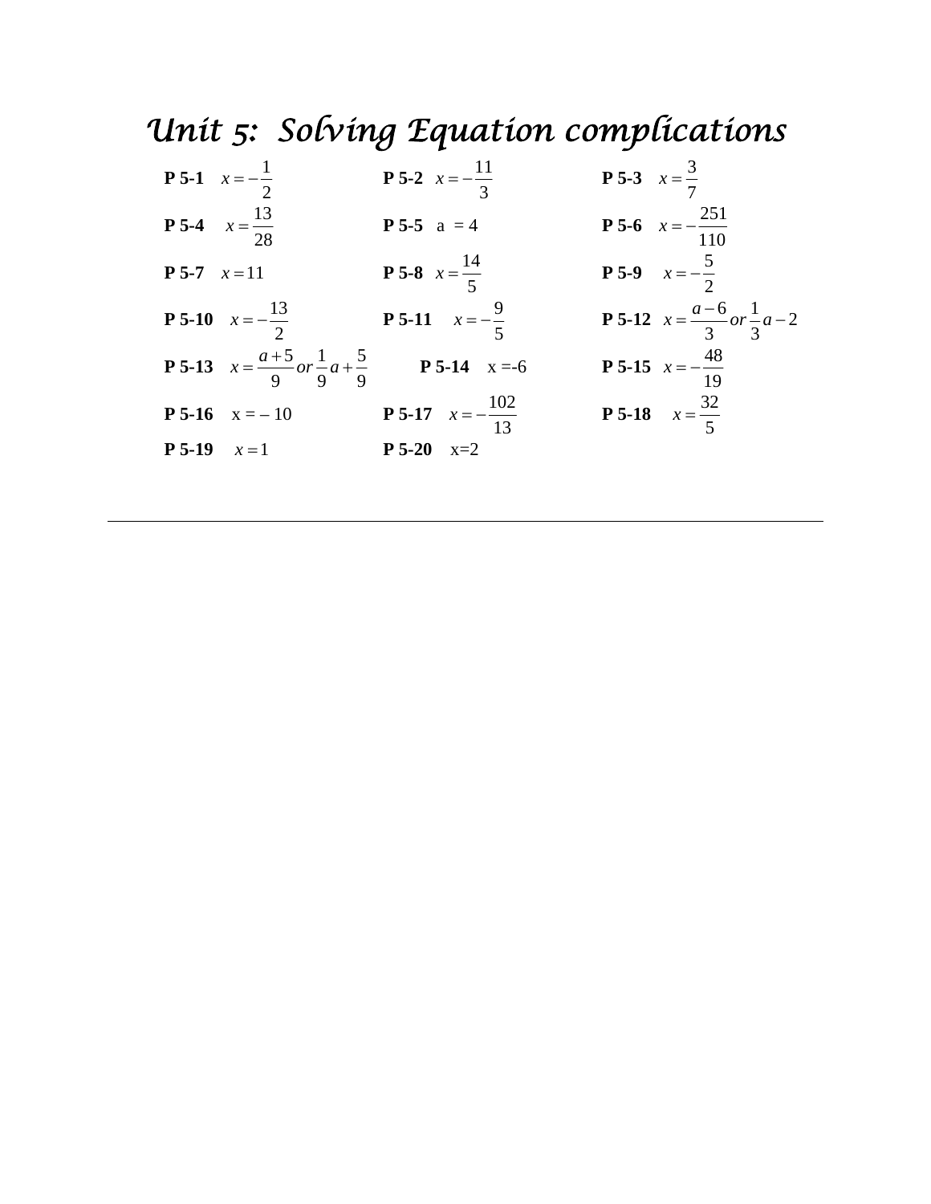# *Unit 5: Solving Equation complications*

| | | |
|---|---|---|
| **P 5-1** $x = -\frac{1}{2}$ | **P 5-2** $x = -\frac{11}{3}$ | **P 5-3** $x = \frac{3}{7}$ |
| **P 5-4** $x = \frac{13}{28}$ | **P 5-5** $a = 4$ | **P 5-6** $x = -\frac{251}{110}$ |
| **P 5-7** $x = 11$ | **P 5-8** $x = \frac{14}{5}$ | **P 5-9** $x = -\frac{5}{2}$ |
| **P 5-10** $x = -\frac{13}{2}$ | **P 5-11** $x = -\frac{9}{5}$ | **P 5-12** $x = \frac{a-6}{3} \text{ or } \frac{1}{3}a - 2$ |
| **P 5-13** $x = \frac{a+5}{9} \text{ or } \frac{1}{9}a + \frac{5}{9}$ | **P 5-14** $x = -6$ | **P 5-15** $x = -\frac{48}{19}$ |
| **P 5-16** $x = -10$ | **P 5-17** $x = -\frac{102}{13}$ | **P 5-18** $x = \frac{32}{5}$ |
| **P 5-19** $x = 1$ | **P 5-20** $x = 2$ | |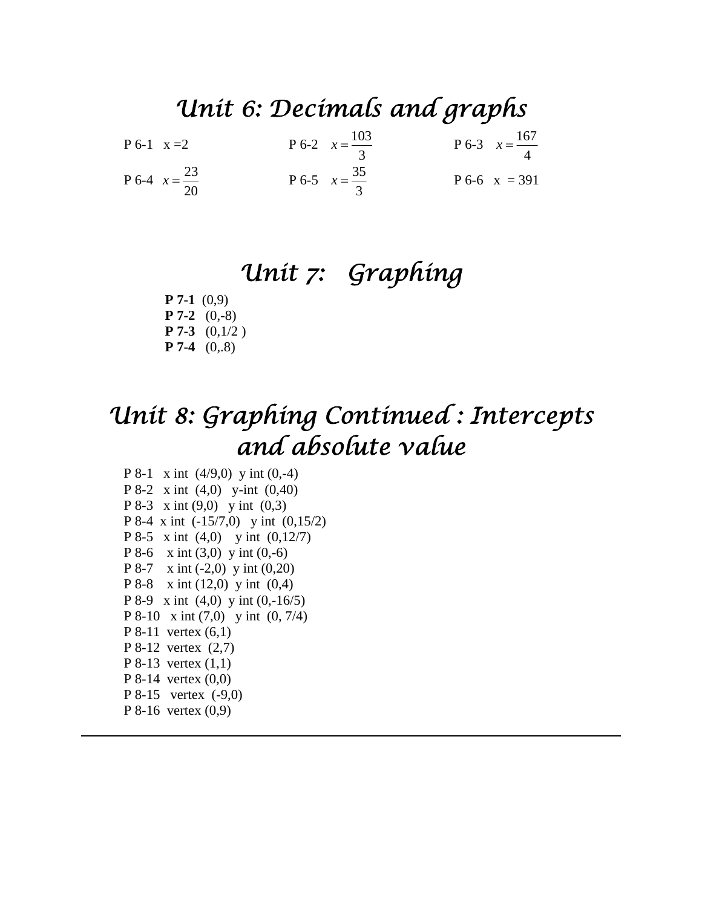# Unit 6: Decimals and graphs

P 6-1 x =2

P 6-2 $x = \frac{103}{3}$

P 6-3 $x = \frac{167}{4}$

P 6-4 $x = \frac{23}{20}$

P 6-5 $x = \frac{35}{3}$

P 6-6 x = 391

# Unit 7: Graphing

**P 7-1** (0,9)
**P 7-2** (0,-8)
**P 7-3** (0,1/2 )
**P 7-4** (0,.8)

# Unit 8: Graphing Continued : Intercepts and absolute value

P 8-1 x int (4/9,0) y int (0,-4)
P 8-2 x int (4,0) y-int (0,40)
P 8-3 x int (9,0) y int (0,3)
P 8-4 x int (-15/7,0) y int (0,15/2)
P 8-5 x int (4,0) y int (0,12/7)
P 8-6 x int (3,0) y int (0,-6)
P 8-7 x int (-2,0) y int (0,20)
P 8-8 x int (12,0) y int (0,4)
P 8-9 x int (4,0) y int (0,-16/5)
P 8-10 x int (7,0) y int (0, 7/4)
P 8-11 vertex (6,1)
P 8-12 vertex (2,7)
P 8-13 vertex (1,1)
P 8-14 vertex (0,0)
P 8-15 vertex (-9,0)
P 8-16 vertex (0,9)

---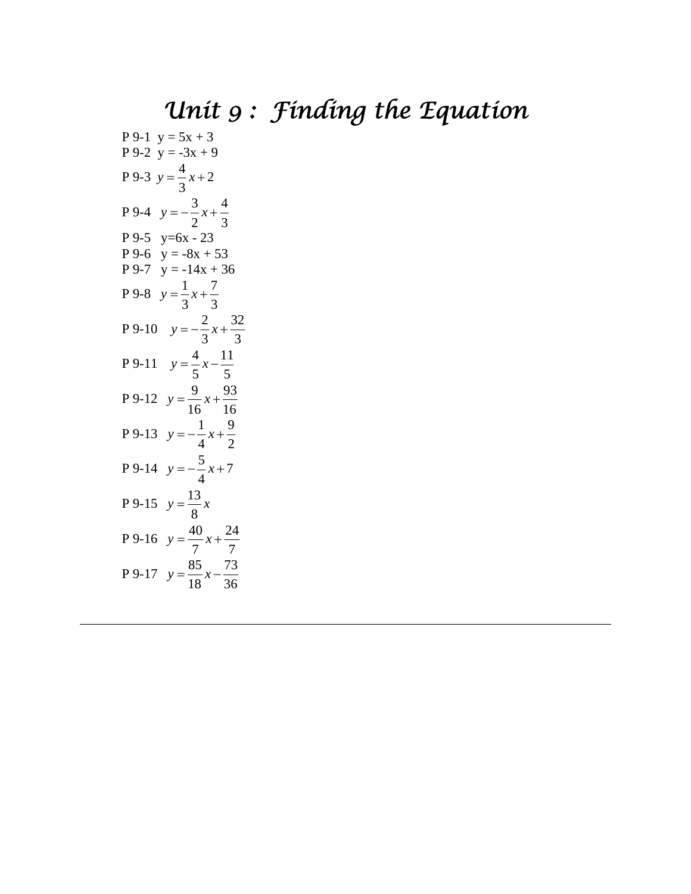# *Unit 9 : Finding the Equation*

P 9-1 $y = 5x + 3$

P 9-2 $y = -3x + 9$

P 9-3 $y = \frac{4}{3}x + 2$

P 9-4 $y = -\frac{3}{2}x + \frac{4}{3}$

P 9-5 $y=6x - 23$

P 9-6 $y = -8x + 53$

P 9-7 $y = -14x + 36$

P 9-8 $y = \frac{1}{3}x + \frac{7}{3}$

P 9-10 $y = -\frac{2}{3}x + \frac{32}{3}$

P 9-11 $y = \frac{4}{5}x - \frac{11}{5}$

P 9-12 $y = \frac{9}{16}x + \frac{93}{16}$

P 9-13 $y = -\frac{1}{4}x + \frac{9}{2}$

P 9-14 $y = -\frac{5}{4}x + 7$

P 9-15 $y = \frac{13}{8}x$

P 9-16 $y = \frac{40}{7}x + \frac{24}{7}$

P 9-17 $y = \frac{85}{18}x - \frac{73}{36}$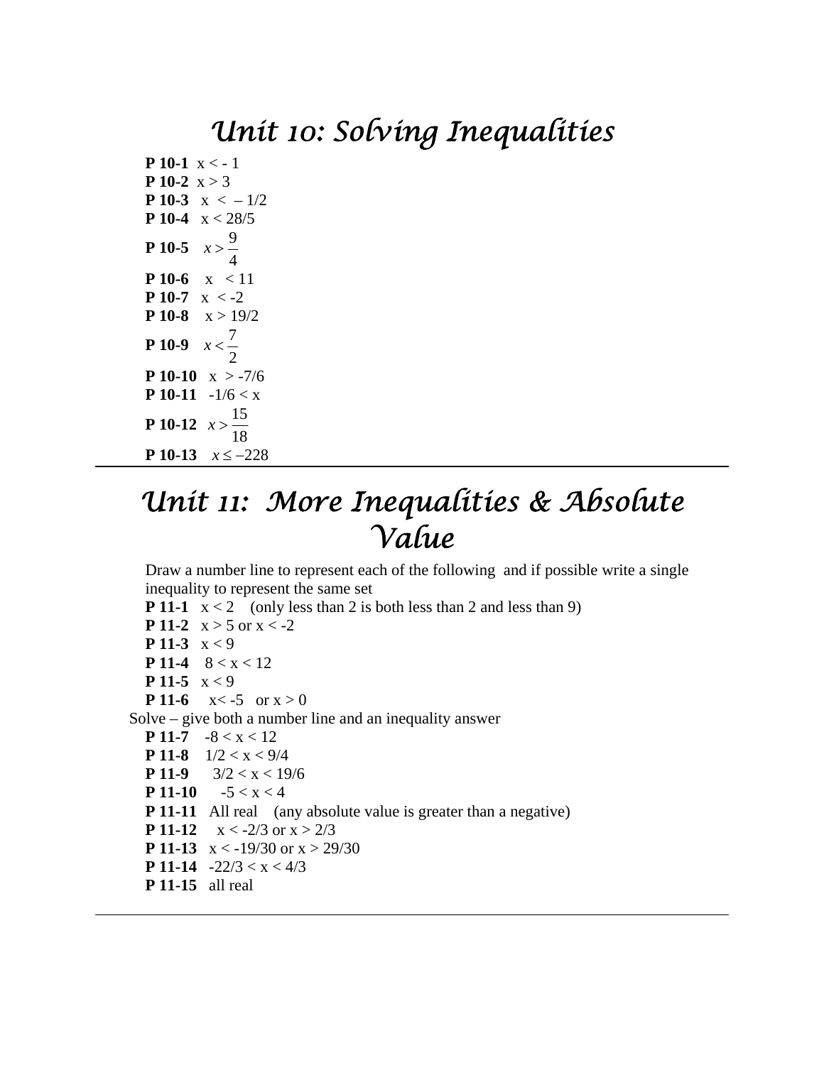# Unit 10: Solving Inequalities

**P 10-1** $x < -1$
**P 10-2** $x > 3$
**P 10-3** $x < -1/2$
**P 10-4** $x < 28/5$
**P 10-5** $x > \frac{9}{4}$
**P 10-6** $x < 11$
**P 10-7** $x < -2$
**P 10-8** $x > 19/2$
**P 10-9** $x < \frac{7}{2}$
**P 10-10** $x > -7/6$
**P 10-11** $-1/6 < x$
**P 10-12** $x > \frac{15}{18}$
**P 10-13** $x \le -228$

# Unit 11: More Inequalities & Absolute Value

Draw a number line to represent each of the following and if possible write a single inequality to represent the same set

**P 11-1** $x < 2$ (only less than 2 is both less than 2 and less than 9)
**P 11-2** $x > 5$ or $x < -2$
**P 11-3** $x < 9$
**P 11-4** $8 < x < 12$
**P 11-5** $x < 9$
**P 11-6** $x < -5$ or $x > 0$

Solve – give both a number line and an inequality answer

**P 11-7** $-8 < x < 12$
**P 11-8** $1/2 < x < 9/4$
**P 11-9** $3/2 < x < 19/6$
**P 11-10** $-5 < x < 4$
**P 11-11** All real (any absolute value is greater than a negative)
**P 11-12** $x < -2/3$ or $x > 2/3$
**P 11-13** $x < -19/30$ or $x > 29/30$
**P 11-14** $-22/3 < x < 4/3$
**P 11-15** all real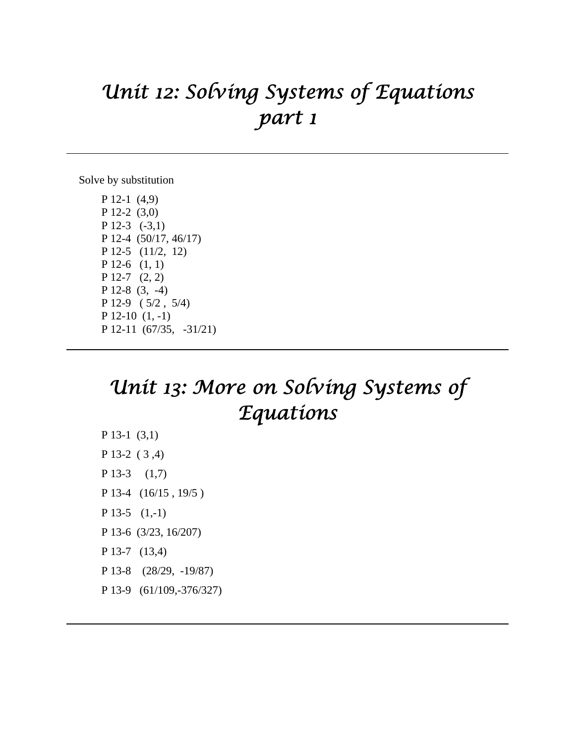# Unit 12: Solving Systems of Equations part 1

---

Solve by substitution

P 12-1 (4,9)
P 12-2 (3,0)
P 12-3 (-3,1)
P 12-4 (50/17, 46/17)
P 12-5 (11/2, 12)
P 12-6 (1, 1)
P 12-7 (2, 2)
P 12-8 (3, -4)
P 12-9 ( 5/2 , 5/4)
P 12-10 (1, -1)
P 12-11 (67/35, -31/21)

---

# Unit 13: More on Solving Systems of Equations

P 13-1 (3,1)

P 13-2 ( 3 ,4)

P 13-3 (1,7)

P 13-4 (16/15 , 19/5 )

P 13-5 (1,-1)

P 13-6 (3/23, 16/207)

P 13-7 (13,4)

P 13-8 (28/29, -19/87)

P 13-9 (61/109,-376/327)

---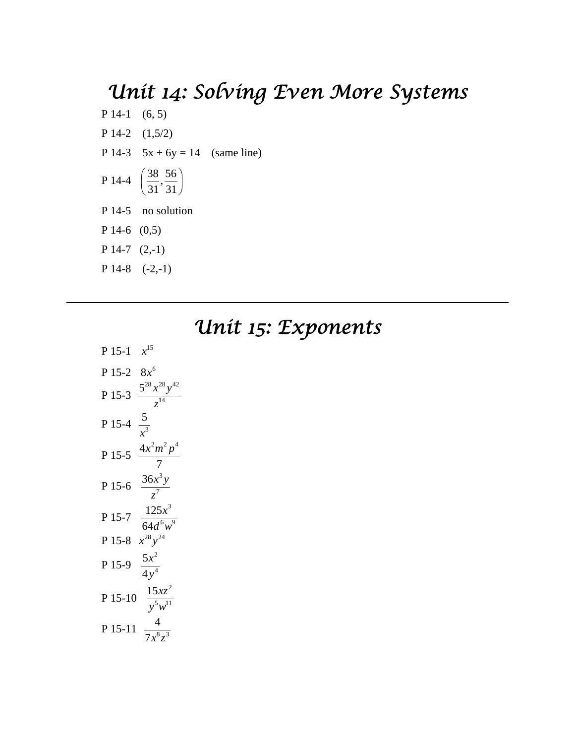# Unit 14: Solving Even More Systems

P 14-1 (6, 5)

P 14-2 (1,5/2)

P 14-3 5x + 6y = 14 (same line)

P 14-4 $\left(\dfrac{38}{31}, \dfrac{56}{31}\right)$

P 14-5 no solution

P 14-6 (0,5)

P 14-7 (2,-1)

P 14-8 (-2,-1)

---

# Unit 15: Exponents

P 15-1 $x^{15}$

P 15-2 $8x^6$

P 15-3 $\dfrac{5^{28}x^{28}y^{42}}{z^{14}}$

P 15-4 $\dfrac{5}{x^3}$

P 15-5 $\dfrac{4x^2m^2p^4}{7}$

P 15-6 $\dfrac{36x^3y}{z^7}$

P 15-7 $\dfrac{125x^3}{64d^6w^9}$

P 15-8 $x^{28}y^{24}$

P 15-9 $\dfrac{5x^2}{4y^4}$

P 15-10 $\dfrac{15xz^2}{y^5w^{11}}$

P 15-11 $\dfrac{4}{7x^8z^3}$